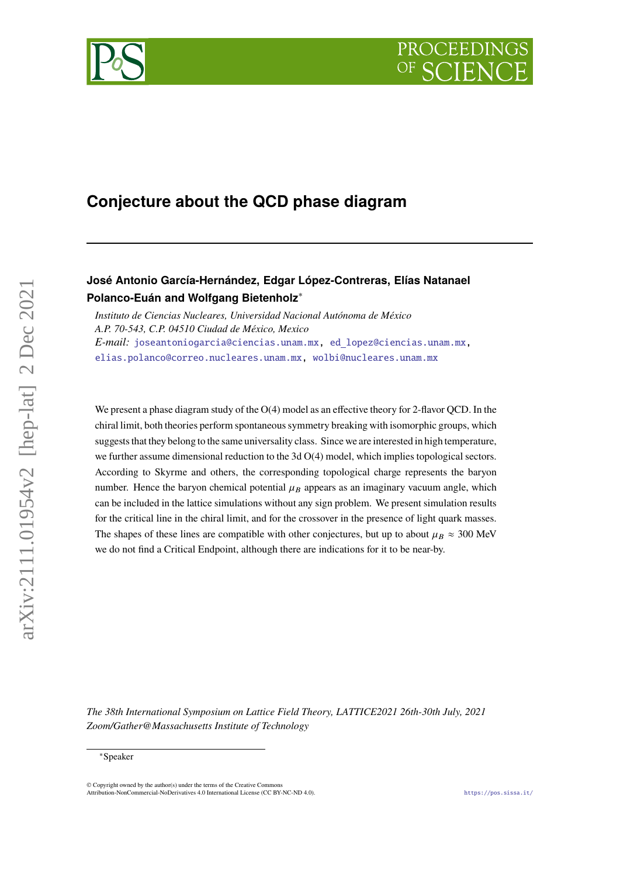# Conjecture about the QCD phase diagram

**José Antonio García-Hernández, Edgar López-Contreras, Elías Natanael Polanco-Euán and Wolfgang Bietenholz***

*Instituto de Ciencias Nucleares, Universidad Nacional Autónoma de México*
*A.P. 70-543, C.P. 04510 Ciudad de México, Mexico*
*E-mail:* joseantoniogarcia@ciencias.unam.mx, ed_lopez@ciencias.unam.mx, elias.polanco@correo.nucleares.unam.mx, wolbi@nucleares.unam.mx

We present a phase diagram study of the O(4) model as an effective theory for 2-flavor QCD. In the chiral limit, both theories perform spontaneous symmetry breaking with isomorphic groups, which suggests that they belong to the same universality class. Since we are interested in high temperature, we further assume dimensional reduction to the 3d O(4) model, which implies topological sectors. According to Skyrme and others, the corresponding topological charge represents the baryon number. Hence the baryon chemical potential $\mu_B$ appears as an imaginary vacuum angle, which can be included in the lattice simulations without any sign problem. We present simulation results for the critical line in the chiral limit, and for the crossover in the presence of light quark masses. The shapes of these lines are compatible with other conjectures, but up to about $\mu_B \approx 300$ MeV we do not find a Critical Endpoint, although there are indications for it to be near-by.

*The 38th International Symposium on Lattice Field Theory, LATTICE2021 26th-30th July, 2021*
*Zoom/Gather@Massachusetts Institute of Technology*

*Speaker

© Copyright owned by the author(s) under the terms of the Creative Commons Attribution-NonCommercial-NoDerivatives 4.0 International License (CC BY-NC-ND 4.0).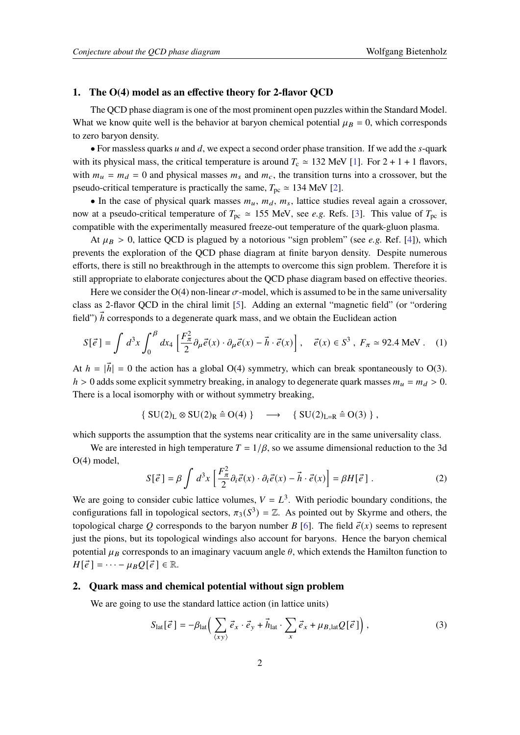## 1. The O(4) model as an effective theory for 2-flavor QCD

The QCD phase diagram is one of the most prominent open puzzles within the Standard Model. What we know quite well is the behavior at baryon chemical potential $\mu_B = 0$, which corresponds to zero baryon density.

• For massless quarks $u$ and $d$, we expect a second order phase transition. If we add the $s$-quark with its physical mass, the critical temperature is around $T_c \simeq 132$ MeV [1]. For 2 + 1 + 1 flavors, with $m_u = m_d = 0$ and physical masses $m_s$ and $m_c$, the transition turns into a crossover, but the pseudo-critical temperature is practically the same, $T_{pc} \simeq 134$ MeV [2].

• In the case of physical quark masses $m_u$, $m_d$, $m_s$, lattice studies reveal again a crossover, now at a pseudo-critical temperature of $T_{pc} \simeq 155$ MeV, see *e.g.* Refs. [3]. This value of $T_{pc}$ is compatible with the experimentally measured freeze-out temperature of the quark-gluon plasma.

At $\mu_B > 0$, lattice QCD is plagued by a notorious "sign problem" (see *e.g.* Ref. [4]), which prevents the exploration of the QCD phase diagram at finite baryon density. Despite numerous efforts, there is still no breakthrough in the attempts to overcome this sign problem. Therefore it is still appropriate to elaborate conjectures about the QCD phase diagram based on effective theories.

Here we consider the O(4) non-linear $\sigma$-model, which is assumed to be in the same universality class as 2-flavor QCD in the chiral limit [5]. Adding an external "magnetic field" (or "ordering field") $\vec{h}$ corresponds to a degenerate quark mass, and we obtain the Euclidean action

$$S[\vec{e}\,] = \int d^3x \int_0^\beta dx_4 \left[ \frac{F_\pi^2}{2} \partial_\mu \vec{e}(x) \cdot \partial_\mu \vec{e}(x) - \vec{h} \cdot \vec{e}(x) \right] , \quad \vec{e}(x) \in S^3 \ , \ F_\pi \simeq 92.4 \text{ MeV} \ . \quad (1)$$

At $h = |\vec{h}| = 0$ the action has a global O(4) symmetry, which can break spontaneously to O(3). $h > 0$ adds some explicit symmetry breaking, in analogy to degenerate quark masses $m_u = m_d > 0$. There is a local isomorphy with or without symmetry breaking,

$$\{ \ \mathrm{SU}(2)_\mathrm{L} \otimes \mathrm{SU}(2)_\mathrm{R} \,\hat{=}\, \mathrm{O}(4) \ \} \quad \longrightarrow \quad \{ \ \mathrm{SU}(2)_{\mathrm{L=R}} \,\hat{=}\, \mathrm{O}(3) \ \} \ ,$$

which supports the assumption that the systems near criticality are in the same universality class.

We are interested in high temperature $T = 1/\beta$, so we assume dimensional reduction to the 3d O(4) model,

$$S[\vec{e}\,] = \beta \int d^3x \left[ \frac{F_\pi^2}{2} \partial_i \vec{e}(x) \cdot \partial_i \vec{e}(x) - \vec{h} \cdot \vec{e}(x) \right] = \beta H[\vec{e}\,] \ . \quad (2)$$

We are going to consider cubic lattice volumes, $V = L^3$. With periodic boundary conditions, the configurations fall in topological sectors, $\pi_3(S^3) = \mathbb{Z}$. As pointed out by Skyrme and others, the topological charge $Q$ corresponds to the baryon number $B$ [6]. The field $\vec{e}(x)$ seems to represent just the pions, but its topological windings also account for baryons. Hence the baryon chemical potential $\mu_B$ corresponds to an imaginary vacuum angle $\theta$, which extends the Hamilton function to $H[\vec{e}\,] = \cdots - \mu_B Q[\vec{e}\,] \in \mathbb{R}$.

## 2. Quark mass and chemical potential without sign problem

We are going to use the standard lattice action (in lattice units)

$$S_\mathrm{lat}[\vec{e}\,] = -\beta_\mathrm{lat} \Big( \sum_{\langle xy \rangle} \vec{e}_x \cdot \vec{e}_y + \vec{h}_\mathrm{lat} \cdot \sum_x \vec{e}_x + \mu_{B,\mathrm{lat}} Q[\vec{e}\,] \Big) \ , \quad (3)$$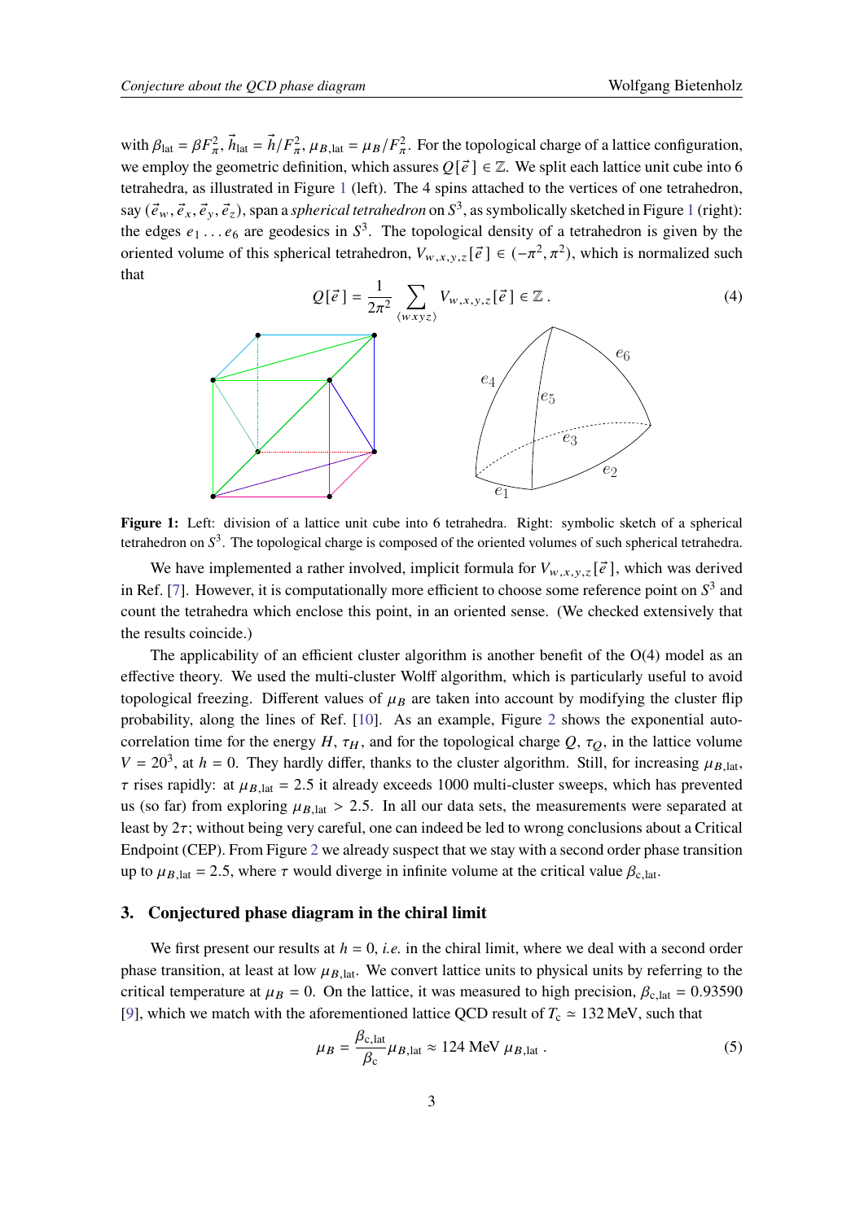with $\beta_{\rm lat} = \beta F_\pi^2$, $\vec{h}_{\rm lat} = \vec{h}/F_\pi^2$, $\mu_{B,{\rm lat}} = \mu_B/F_\pi^2$. For the topological charge of a lattice configuration, we employ the geometric definition, which assures $Q[\vec{e}\,] \in \mathbb{Z}$. We split each lattice unit cube into 6 tetrahedra, as illustrated in Figure 1 (left). The 4 spins attached to the vertices of one tetrahedron, say $(\vec{e}_w, \vec{e}_x, \vec{e}_y, \vec{e}_z)$, span a *spherical tetrahedron* on $S^3$, as symbolically sketched in Figure 1 (right): the edges $e_1 \dots e_6$ are geodesics in $S^3$. The topological density of a tetrahedron is given by the oriented volume of this spherical tetrahedron, $V_{w,x,y,z}[\vec{e}\,] \in (-\pi^2, \pi^2)$, which is normalized such that

$$Q[\vec{e}\,] = \frac{1}{2\pi^2} \sum_{\langle wxyz \rangle} V_{w,x,y,z}[\vec{e}\,] \in \mathbb{Z} \ . \tag{4}$$

**Figure 1:** Left: division of a lattice unit cube into 6 tetrahedra. Right: symbolic sketch of a spherical tetrahedron on $S^3$. The topological charge is composed of the oriented volumes of such spherical tetrahedra.

We have implemented a rather involved, implicit formula for $V_{w,x,y,z}[\vec{e}\,]$, which was derived in Ref. [7]. However, it is computationally more efficient to choose some reference point on $S^3$ and count the tetrahedra which enclose this point, in an oriented sense. (We checked extensively that the results coincide.)

The applicability of an efficient cluster algorithm is another benefit of the O(4) model as an effective theory. We used the multi-cluster Wolff algorithm, which is particularly useful to avoid topological freezing. Different values of $\mu_B$ are taken into account by modifying the cluster flip probability, along the lines of Ref. [10]. As an example, Figure 2 shows the exponential auto-correlation time for the energy $H$, $\tau_H$, and for the topological charge $Q$, $\tau_Q$, in the lattice volume $V = 20^3$, at $h = 0$. They hardly differ, thanks to the cluster algorithm. Still, for increasing $\mu_{B,{\rm lat}}$, $\tau$ rises rapidly: at $\mu_{B,{\rm lat}} = 2.5$ it already exceeds 1000 multi-cluster sweeps, which has prevented us (so far) from exploring $\mu_{B,{\rm lat}} > 2.5$. In all our data sets, the measurements were separated at least by $2\tau$; without being very careful, one can indeed be led to wrong conclusions about a Critical Endpoint (CEP). From Figure 2 we already suspect that we stay with a second order phase transition up to $\mu_{B,{\rm lat}} = 2.5$, where $\tau$ would diverge in infinite volume at the critical value $\beta_{\rm c,lat}$.

## 3. Conjectured phase diagram in the chiral limit

We first present our results at $h = 0$, *i.e.* in the chiral limit, where we deal with a second order phase transition, at least at low $\mu_{B,{\rm lat}}$. We convert lattice units to physical units by referring to the critical temperature at $\mu_B = 0$. On the lattice, it was measured to high precision, $\beta_{\rm c,lat} = 0.93590$ [9], which we match with the aforementioned lattice QCD result of $T_{\rm c} \simeq 132\,$MeV, such that

$$\mu_B = \frac{\beta_{\rm c,lat}}{\beta_{\rm c}} \mu_{B,{\rm lat}} \approx 124 \text{ MeV } \mu_{B,{\rm lat}} \ . \tag{5}$$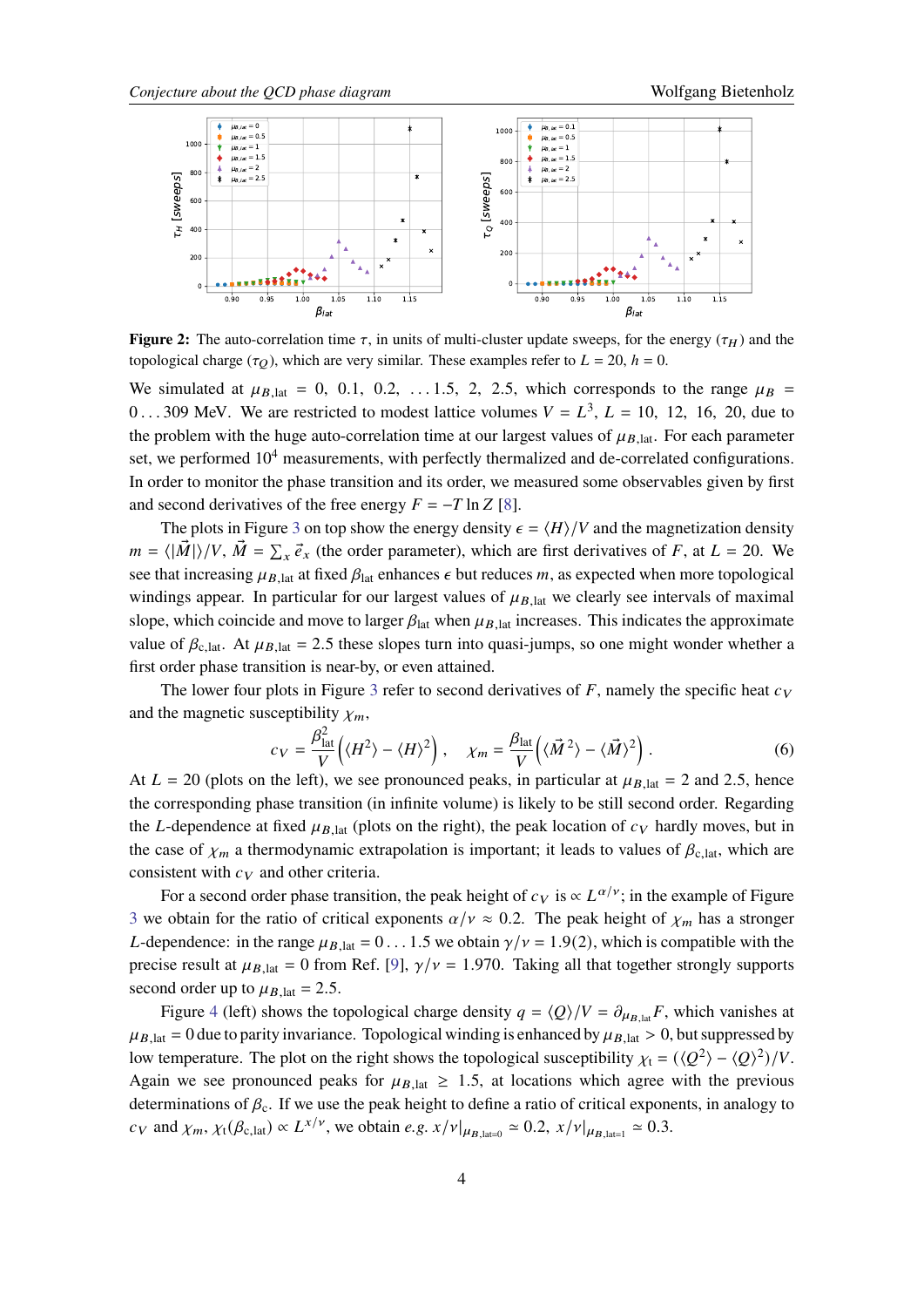**Figure 2:** The auto-correlation time $\tau$, in units of multi-cluster update sweeps, for the energy ($\tau_H$) and the topological charge ($\tau_Q$), which are very similar. These examples refer to $L = 20$, $h = 0$.

We simulated at $\mu_{B,\mathrm{lat}} = 0,\ 0.1,\ 0.2,\ \dots 1.5,\ 2,\ 2.5$, which corresponds to the range $\mu_B = 0 \dots 309$ MeV. We are restricted to modest lattice volumes $V = L^3$, $L = 10,\ 12,\ 16,\ 20$, due to the problem with the huge auto-correlation time at our largest values of $\mu_{B,\mathrm{lat}}$. For each parameter set, we performed $10^4$ measurements, with perfectly thermalized and de-correlated configurations. In order to monitor the phase transition and its order, we measured some observables given by first and second derivatives of the free energy $F = -T \ln Z$ [8].

The plots in Figure 3 on top show the energy density $\epsilon = \langle H \rangle / V$ and the magnetization density $m = \langle |\vec{M}| \rangle / V$, $\vec{M} = \sum_x \vec{e}_x$ (the order parameter), which are first derivatives of $F$, at $L = 20$. We see that increasing $\mu_{B,\mathrm{lat}}$ at fixed $\beta_{\mathrm{lat}}$ enhances $\epsilon$ but reduces $m$, as expected when more topological windings appear. In particular for our largest values of $\mu_{B,\mathrm{lat}}$ we clearly see intervals of maximal slope, which coincide and move to larger $\beta_{\mathrm{lat}}$ when $\mu_{B,\mathrm{lat}}$ increases. This indicates the approximate value of $\beta_{\mathrm{c,lat}}$. At $\mu_{B,\mathrm{lat}} = 2.5$ these slopes turn into quasi-jumps, so one might wonder whether a first order phase transition is near-by, or even attained.

The lower four plots in Figure 3 refer to second derivatives of $F$, namely the specific heat $c_V$ and the magnetic susceptibility $\chi_m$,

$$c_V = \frac{\beta_{\mathrm{lat}}^2}{V} \Big( \langle H^2 \rangle - \langle H \rangle^2 \Big) \ , \quad \chi_m = \frac{\beta_{\mathrm{lat}}}{V} \Big( \langle \vec{M}^{\,2} \rangle - \langle \vec{M} \rangle^2 \Big) \ . \tag{6}$$

At $L = 20$ (plots on the left), we see pronounced peaks, in particular at $\mu_{B,\mathrm{lat}} = 2$ and 2.5, hence the corresponding phase transition (in infinite volume) is likely to be still second order. Regarding the $L$-dependence at fixed $\mu_{B,\mathrm{lat}}$ (plots on the right), the peak location of $c_V$ hardly moves, but in the case of $\chi_m$ a thermodynamic extrapolation is important; it leads to values of $\beta_{\mathrm{c,lat}}$, which are consistent with $c_V$ and other criteria.

For a second order phase transition, the peak height of $c_V$ is $\propto L^{\alpha/\nu}$; in the example of Figure 3 we obtain for the ratio of critical exponents $\alpha/\nu \approx 0.2$. The peak height of $\chi_m$ has a stronger $L$-dependence: in the range $\mu_{B,\mathrm{lat}} = 0 \dots 1.5$ we obtain $\gamma/\nu = 1.9(2)$, which is compatible with the precise result at $\mu_{B,\mathrm{lat}} = 0$ from Ref. [9], $\gamma/\nu = 1.970$. Taking all that together strongly supports second order up to $\mu_{B,\mathrm{lat}} = 2.5$.

Figure 4 (left) shows the topological charge density $q = \langle Q \rangle / V = \partial_{\mu_{B,\mathrm{lat}}} F$, which vanishes at $\mu_{B,\mathrm{lat}} = 0$ due to parity invariance. Topological winding is enhanced by $\mu_{B,\mathrm{lat}} > 0$, but suppressed by low temperature. The plot on the right shows the topological susceptibility $\chi_t = (\langle Q^2 \rangle - \langle Q \rangle^2)/V$. Again we see pronounced peaks for $\mu_{B,\mathrm{lat}} \geq 1.5$, at locations which agree with the previous determinations of $\beta_c$. If we use the peak height to define a ratio of critical exponents, in analogy to $c_V$ and $\chi_m$, $\chi_t(\beta_{\mathrm{c,lat}}) \propto L^{x/\nu}$, we obtain *e.g.* $x/\nu|_{\mu_{B,\mathrm{lat}=0}} \simeq 0.2$, $x/\nu|_{\mu_{B,\mathrm{lat}=1}} \simeq 0.3$.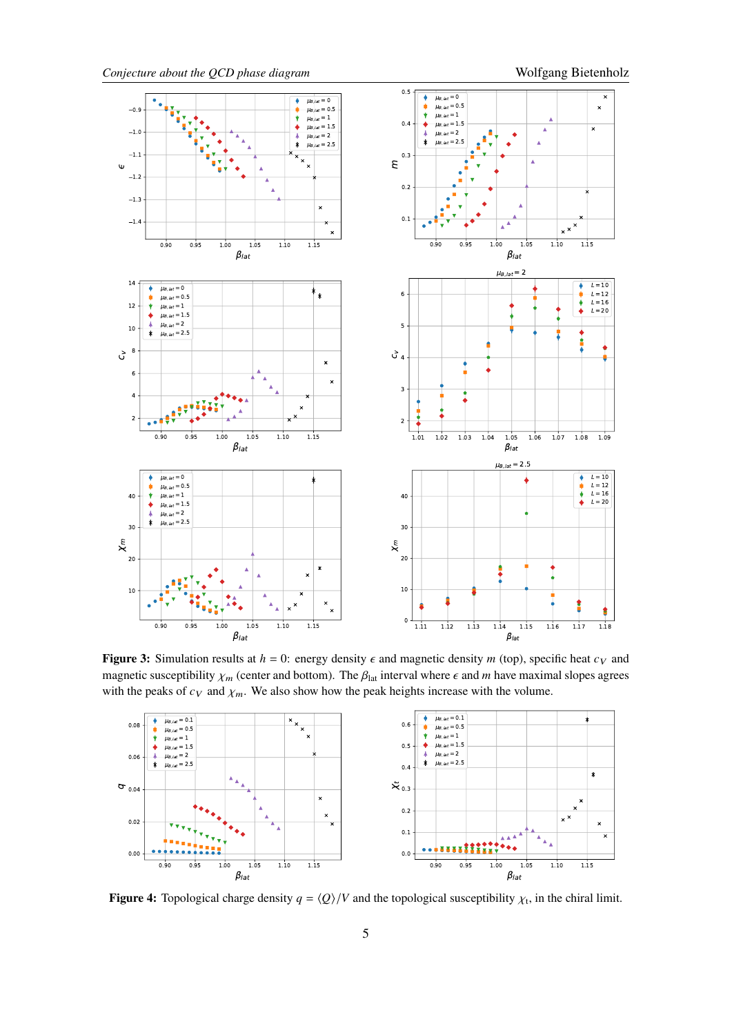**Figure 3:** Simulation results at $h = 0$: energy density $\epsilon$ and magnetic density $m$ (top), specific heat $c_V$ and magnetic susceptibility $\chi_m$ (center and bottom). The $\beta_{\rm lat}$ interval where $\epsilon$ and $m$ have maximal slopes agrees with the peaks of $c_V$ and $\chi_m$. We also show how the peak heights increase with the volume.

**Figure 4:** Topological charge density $q = \langle Q \rangle / V$ and the topological susceptibility $\chi_t$, in the chiral limit.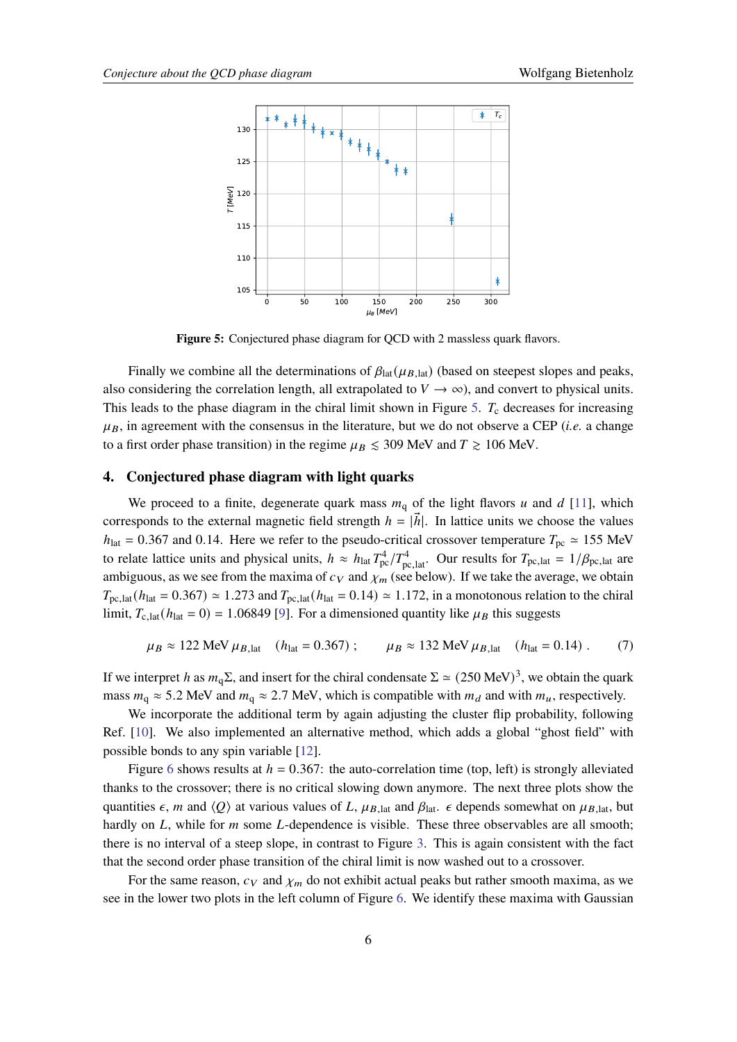**Figure 5:** Conjectured phase diagram for QCD with 2 massless quark flavors.

Finally we combine all the determinations of $\beta_{\rm lat}(\mu_{B,\rm lat})$ (based on steepest slopes and peaks, also considering the correlation length, all extrapolated to $V \to \infty$), and convert to physical units. This leads to the phase diagram in the chiral limit shown in Figure 5. $T_{\rm c}$ decreases for increasing $\mu_B$, in agreement with the consensus in the literature, but we do not observe a CEP (*i.e.* a change to a first order phase transition) in the regime $\mu_B \lesssim 309$ MeV and $T \gtrsim 106$ MeV.

## 4. Conjectured phase diagram with light quarks

We proceed to a finite, degenerate quark mass $m_{\rm q}$ of the light flavors $u$ and $d$ [11], which corresponds to the external magnetic field strength $h = |\vec{h}|$. In lattice units we choose the values $h_{\rm lat} = 0.367$ and $0.14$. Here we refer to the pseudo-critical crossover temperature $T_{\rm pc} \simeq 155$ MeV to relate lattice units and physical units, $h \approx h_{\rm lat} T_{\rm pc}^4 / T_{\rm pc,lat}^4$. Our results for $T_{\rm pc,lat} = 1/\beta_{\rm pc,lat}$ are ambiguous, as we see from the maxima of $c_V$ and $\chi_m$ (see below). If we take the average, we obtain $T_{\rm pc,lat}(h_{\rm lat} = 0.367) \simeq 1.273$ and $T_{\rm pc,lat}(h_{\rm lat} = 0.14) \simeq 1.172$, in a monotonous relation to the chiral limit, $T_{\rm c,lat}(h_{\rm lat} = 0) = 1.06849$ [9]. For a dimensioned quantity like $\mu_B$ this suggests

$$\mu_B \approx 122 \text{ MeV}\, \mu_{B,\rm lat} \quad (h_{\rm lat} = 0.367)\,; \qquad \mu_B \approx 132 \text{ MeV}\, \mu_{B,\rm lat} \quad (h_{\rm lat} = 0.14)\,. \tag{7}$$

If we interpret $h$ as $m_{\rm q}\Sigma$, and insert for the chiral condensate $\Sigma \simeq (250 \text{ MeV})^3$, we obtain the quark mass $m_{\rm q} \approx 5.2$ MeV and $m_{\rm q} \approx 2.7$ MeV, which is compatible with $m_d$ and with $m_u$, respectively.

We incorporate the additional term by again adjusting the cluster flip probability, following Ref. [10]. We also implemented an alternative method, which adds a global "ghost field" with possible bonds to any spin variable [12].

Figure 6 shows results at $h = 0.367$: the auto-correlation time (top, left) is strongly alleviated thanks to the crossover; there is no critical slowing down anymore. The next three plots show the quantities $\epsilon$, $m$ and $\langle Q \rangle$ at various values of $L$, $\mu_{B,\rm lat}$ and $\beta_{\rm lat}$. $\epsilon$ depends somewhat on $\mu_{B,\rm lat}$, but hardly on $L$, while for $m$ some $L$-dependence is visible. These three observables are all smooth; there is no interval of a steep slope, in contrast to Figure 3. This is again consistent with the fact that the second order phase transition of the chiral limit is now washed out to a crossover.

For the same reason, $c_V$ and $\chi_m$ do not exhibit actual peaks but rather smooth maxima, as we see in the lower two plots in the left column of Figure 6. We identify these maxima with Gaussian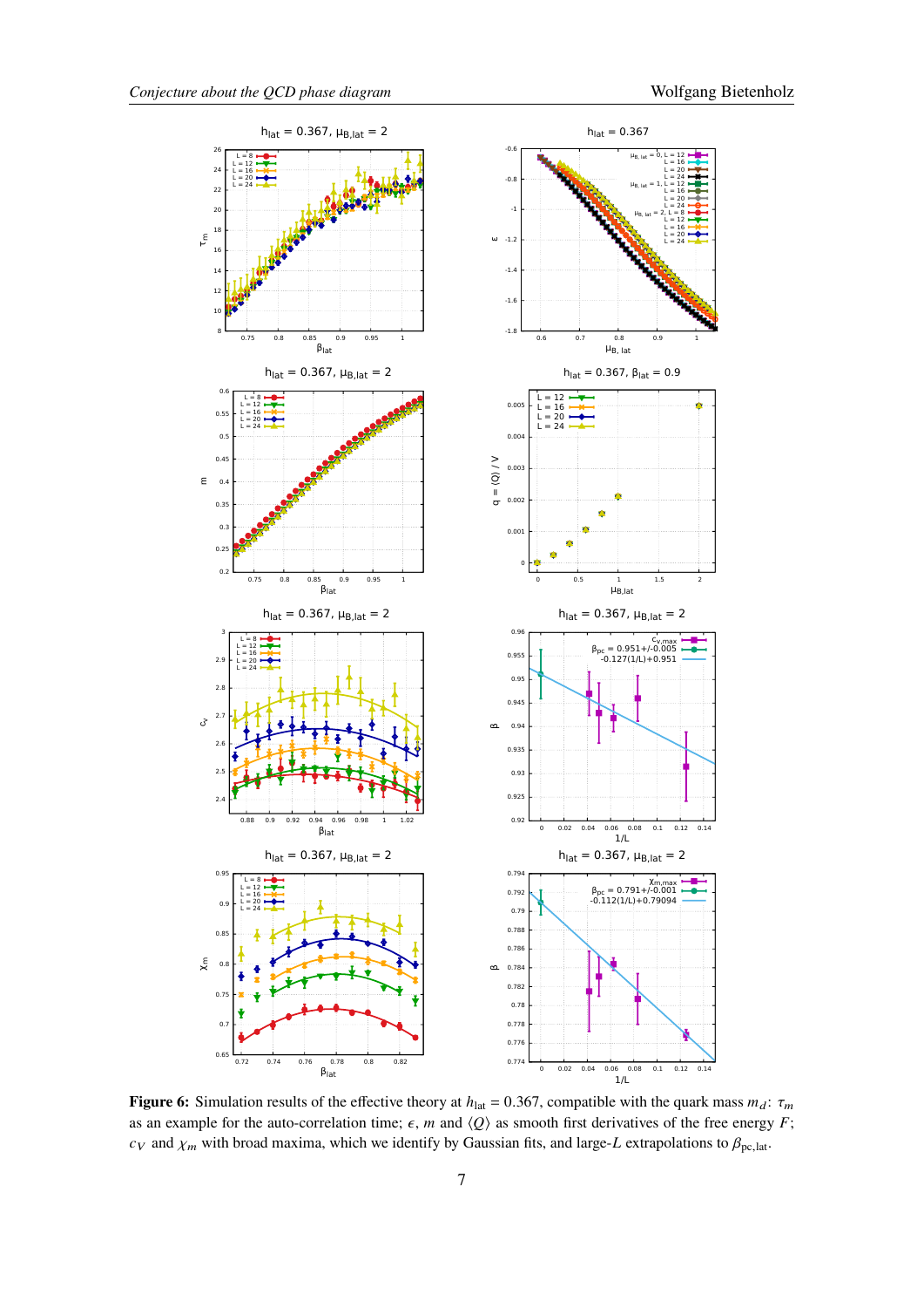**Figure 6:** Simulation results of the effective theory at $h_{\rm lat} = 0.367$, compatible with the quark mass $m_d$: $\tau_m$ as an example for the auto-correlation time; $\epsilon$, $m$ and $\langle Q \rangle$ as smooth first derivatives of the free energy $F$; $c_V$ and $\chi_m$ with broad maxima, which we identify by Gaussian fits, and large-$L$ extrapolations to $\beta_{\rm pc,lat}$.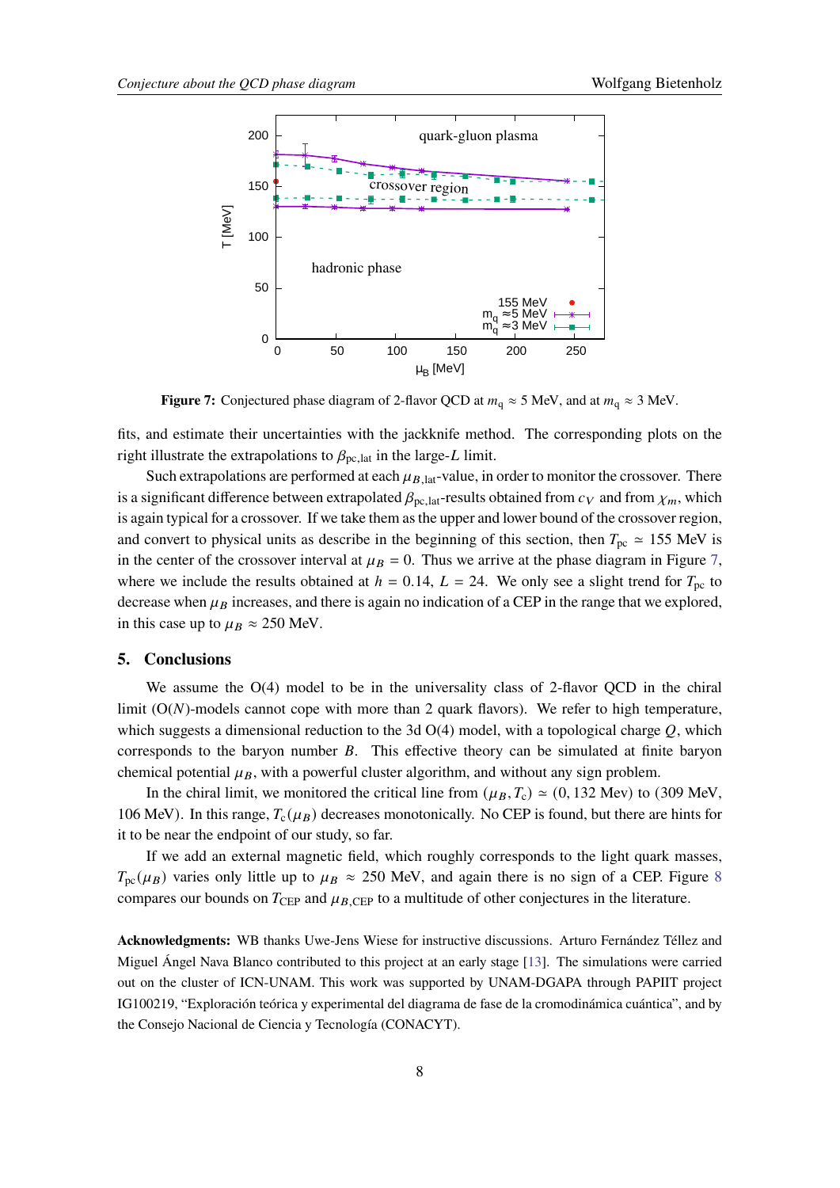**Figure 7:** Conjectured phase diagram of 2-flavor QCD at $m_q \approx 5$ MeV, and at $m_q \approx 3$ MeV.

fits, and estimate their uncertainties with the jackknife method. The corresponding plots on the right illustrate the extrapolations to $\beta_{\rm pc,lat}$ in the large-$L$ limit.

Such extrapolations are performed at each $\mu_{B,\rm lat}$-value, in order to monitor the crossover. There is a significant difference between extrapolated $\beta_{\rm pc,lat}$-results obtained from $c_V$ and from $\chi_m$, which is again typical for a crossover. If we take them as the upper and lower bound of the crossover region, and convert to physical units as describe in the beginning of this section, then $T_{\rm pc} \simeq 155$ MeV is in the center of the crossover interval at $\mu_B = 0$. Thus we arrive at the phase diagram in Figure 7, where we include the results obtained at $h = 0.14$, $L = 24$. We only see a slight trend for $T_{\rm pc}$ to decrease when $\mu_B$ increases, and there is again no indication of a CEP in the range that we explored, in this case up to $\mu_B \approx 250$ MeV.

## 5. Conclusions

We assume the O(4) model to be in the universality class of 2-flavor QCD in the chiral limit (O($N$)-models cannot cope with more than 2 quark flavors). We refer to high temperature, which suggests a dimensional reduction to the 3d O(4) model, with a topological charge $Q$, which corresponds to the baryon number $B$. This effective theory can be simulated at finite baryon chemical potential $\mu_B$, with a powerful cluster algorithm, and without any sign problem.

In the chiral limit, we monitored the critical line from $(\mu_B, T_c) \simeq (0, 132$ Mev) to (309 MeV, 106 MeV). In this range, $T_c(\mu_B)$ decreases monotonically. No CEP is found, but there are hints for it to be near the endpoint of our study, so far.

If we add an external magnetic field, which roughly corresponds to the light quark masses, $T_{\rm pc}(\mu_B)$ varies only little up to $\mu_B \approx 250$ MeV, and again there is no sign of a CEP. Figure 8 compares our bounds on $T_{\rm CEP}$ and $\mu_{B,\rm CEP}$ to a multitude of other conjectures in the literature.

**Acknowledgments:** WB thanks Uwe-Jens Wiese for instructive discussions. Arturo Fernández Téllez and Miguel Ángel Nava Blanco contributed to this project at an early stage [13]. The simulations were carried out on the cluster of ICN-UNAM. This work was supported by UNAM-DGAPA through PAPIIT project IG100219, "Exploración teórica y experimental del diagrama de fase de la cromodinámica cuántica", and by the Consejo Nacional de Ciencia y Tecnología (CONACYT).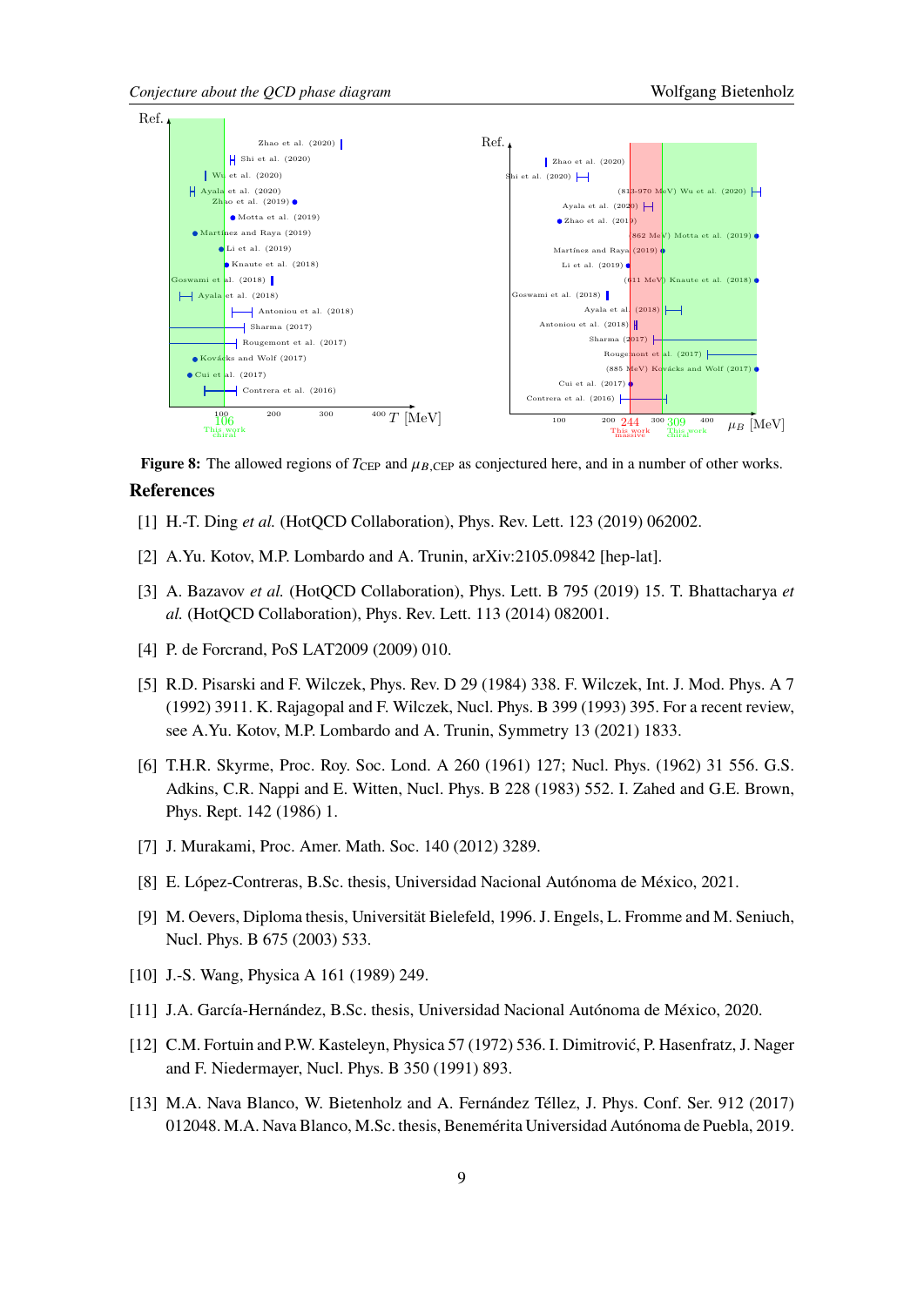Ref.

Zhao et al. (2020)
Shi et al. (2020)
Wu et al. (2020)
Ayala et al. (2020)
Zhao et al. (2019)
Motta et al. (2019)
Martínez and Raya (2019)
Li et al. (2019)
Knaute et al. (2018)
Goswami et al. (2018)
Ayala et al. (2018)
Antoniou et al. (2018)
Sharma (2017)
Rougemont et al. (2017)
Kovács and Wolf (2017)
Cui et al. (2017)
Contrera et al. (2016)

100
106
This work
chiral
200
300
400
$T$ [MeV]

Ref.

Zhao et al. (2020)
Shi et al. (2020)
(813-970 MeV) Wu et al. (2020)
Ayala et al. (2020)
Zhao et al. (2019)
(862 MeV) Motta et al. (2019)
Martínez and Raya (2019)
Li et al. (2019)
(611 MeV) Knaute et al. (2018)
Goswami et al. (2018)
Ayala et al. (2018)
Antoniou et al. (2018)
Sharma (2017)
Rougemont et al. (2017)
(885 MeV) Kovács and Wolf (2017)
Cui et al. (2017)
Contrera et al. (2016)

100
200
244
This work
massive
300
309
This work
chiral
400
$\mu_B$ [MeV]

**Figure 8:** The allowed regions of $T_{\rm CEP}$ and $\mu_{B,\rm CEP}$ as conjectured here, and in a number of other works.

## References

[1] H.-T. Ding *et al.* (HotQCD Collaboration), Phys. Rev. Lett. 123 (2019) 062002.

[2] A.Yu. Kotov, M.P. Lombardo and A. Trunin, arXiv:2105.09842 [hep-lat].

[3] A. Bazavov *et al.* (HotQCD Collaboration), Phys. Lett. B 795 (2019) 15. T. Bhattacharya *et al.* (HotQCD Collaboration), Phys. Rev. Lett. 113 (2014) 082001.

[4] P. de Forcrand, PoS LAT2009 (2009) 010.

[5] R.D. Pisarski and F. Wilczek, Phys. Rev. D 29 (1984) 338. F. Wilczek, Int. J. Mod. Phys. A 7 (1992) 3911. K. Rajagopal and F. Wilczek, Nucl. Phys. B 399 (1993) 395. For a recent review, see A.Yu. Kotov, M.P. Lombardo and A. Trunin, Symmetry 13 (2021) 1833.

[6] T.H.R. Skyrme, Proc. Roy. Soc. Lond. A 260 (1961) 127; Nucl. Phys. (1962) 31 556. G.S. Adkins, C.R. Nappi and E. Witten, Nucl. Phys. B 228 (1983) 552. I. Zahed and G.E. Brown, Phys. Rept. 142 (1986) 1.

[7] J. Murakami, Proc. Amer. Math. Soc. 140 (2012) 3289.

[8] E. López-Contreras, B.Sc. thesis, Universidad Nacional Autónoma de México, 2021.

[9] M. Oevers, Diploma thesis, Universität Bielefeld, 1996. J. Engels, L. Fromme and M. Seniuch, Nucl. Phys. B 675 (2003) 533.

[10] J.-S. Wang, Physica A 161 (1989) 249.

[11] J.A. García-Hernández, B.Sc. thesis, Universidad Nacional Autónoma de México, 2020.

[12] C.M. Fortuin and P.W. Kasteleyn, Physica 57 (1972) 536. I. Dimitrović, P. Hasenfratz, J. Nager and F. Niedermayer, Nucl. Phys. B 350 (1991) 893.

[13] M.A. Nava Blanco, W. Bietenholz and A. Fernández Téllez, J. Phys. Conf. Ser. 912 (2017) 012048. M.A. Nava Blanco, M.Sc. thesis, Benemérita Universidad Autónoma de Puebla, 2019.